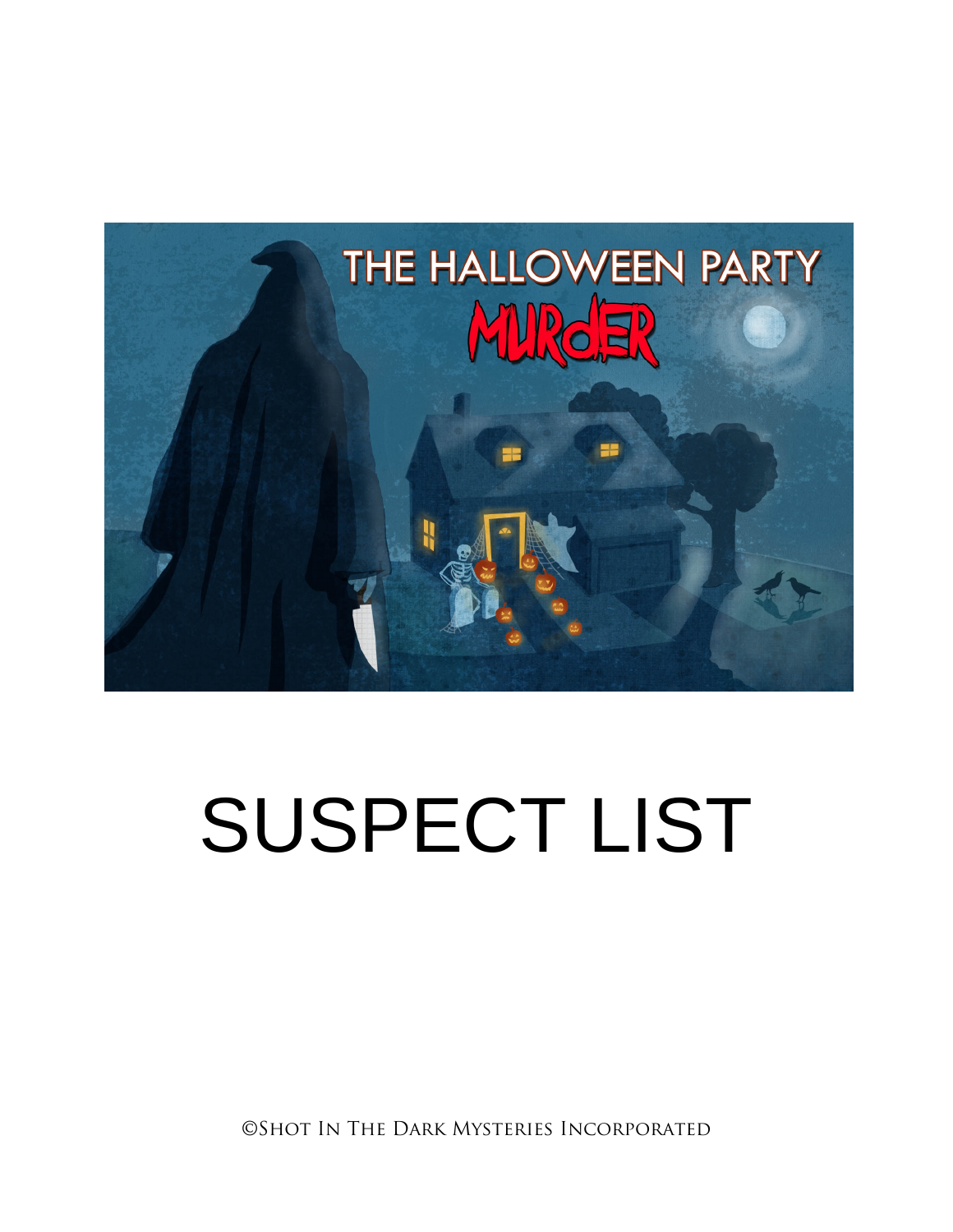# SUSPECT LIST

©Shot In The Dark Mysteries Incorporated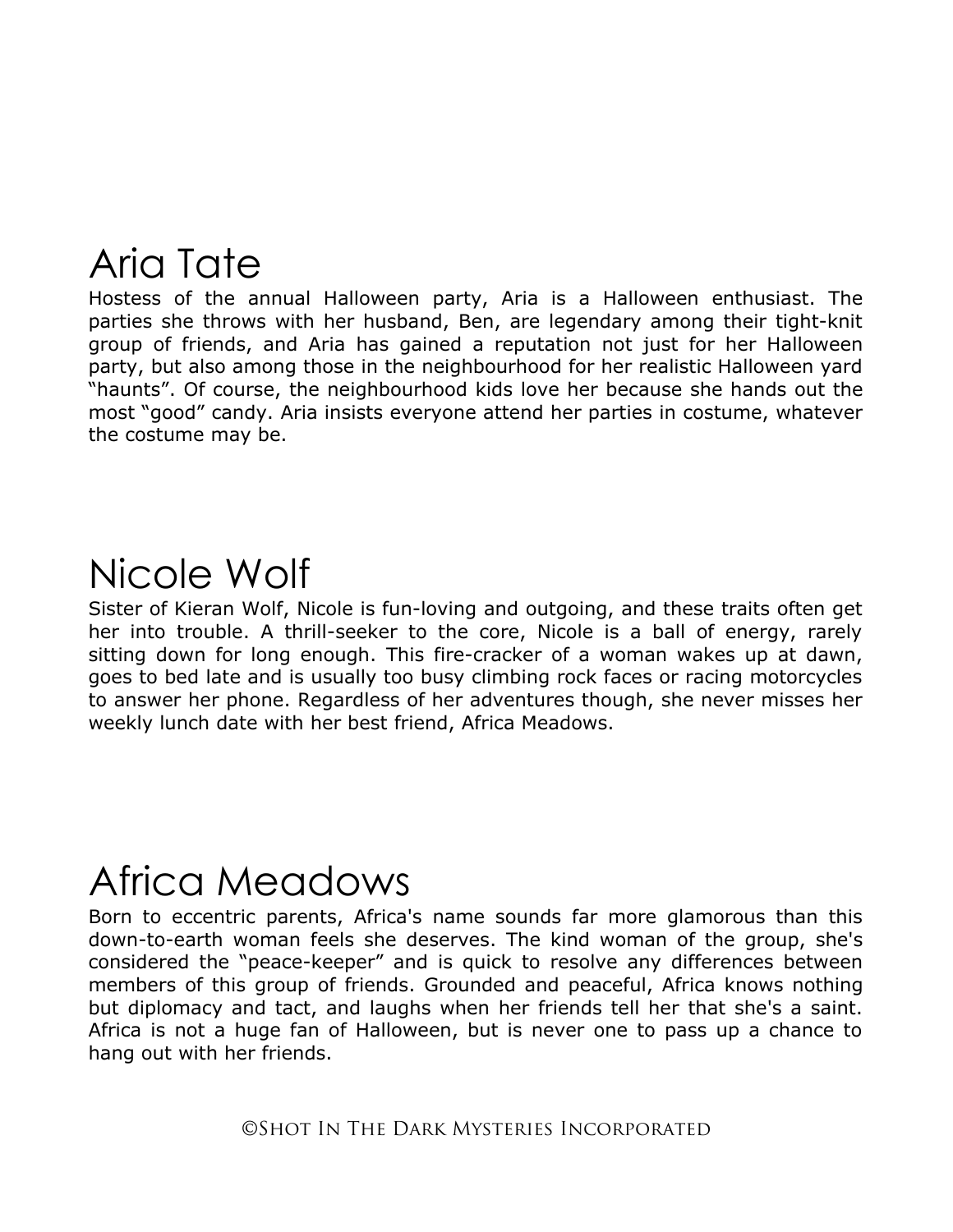## Aria Tate

Hostess of the annual Halloween party, Aria is a Halloween enthusiast. The parties she throws with her husband, Ben, are legendary among their tight-knit group of friends, and Aria has gained a reputation not just for her Halloween party, but also among those in the neighbourhood for her realistic Halloween yard "haunts". Of course, the neighbourhood kids love her because she hands out the most "good" candy. Aria insists everyone attend her parties in costume, whatever the costume may be.

## Nicole Wolf

Sister of Kieran Wolf, Nicole is fun-loving and outgoing, and these traits often get her into trouble. A thrill-seeker to the core, Nicole is a ball of energy, rarely sitting down for long enough. This fire-cracker of a woman wakes up at dawn, goes to bed late and is usually too busy climbing rock faces or racing motorcycles to answer her phone. Regardless of her adventures though, she never misses her weekly lunch date with her best friend, Africa Meadows.

## Africa Meadows

Born to eccentric parents, Africa's name sounds far more glamorous than this down-to-earth woman feels she deserves. The kind woman of the group, she's considered the "peace-keeper" and is quick to resolve any differences between members of this group of friends. Grounded and peaceful, Africa knows nothing but diplomacy and tact, and laughs when her friends tell her that she's a saint. Africa is not a huge fan of Halloween, but is never one to pass up a chance to hang out with her friends.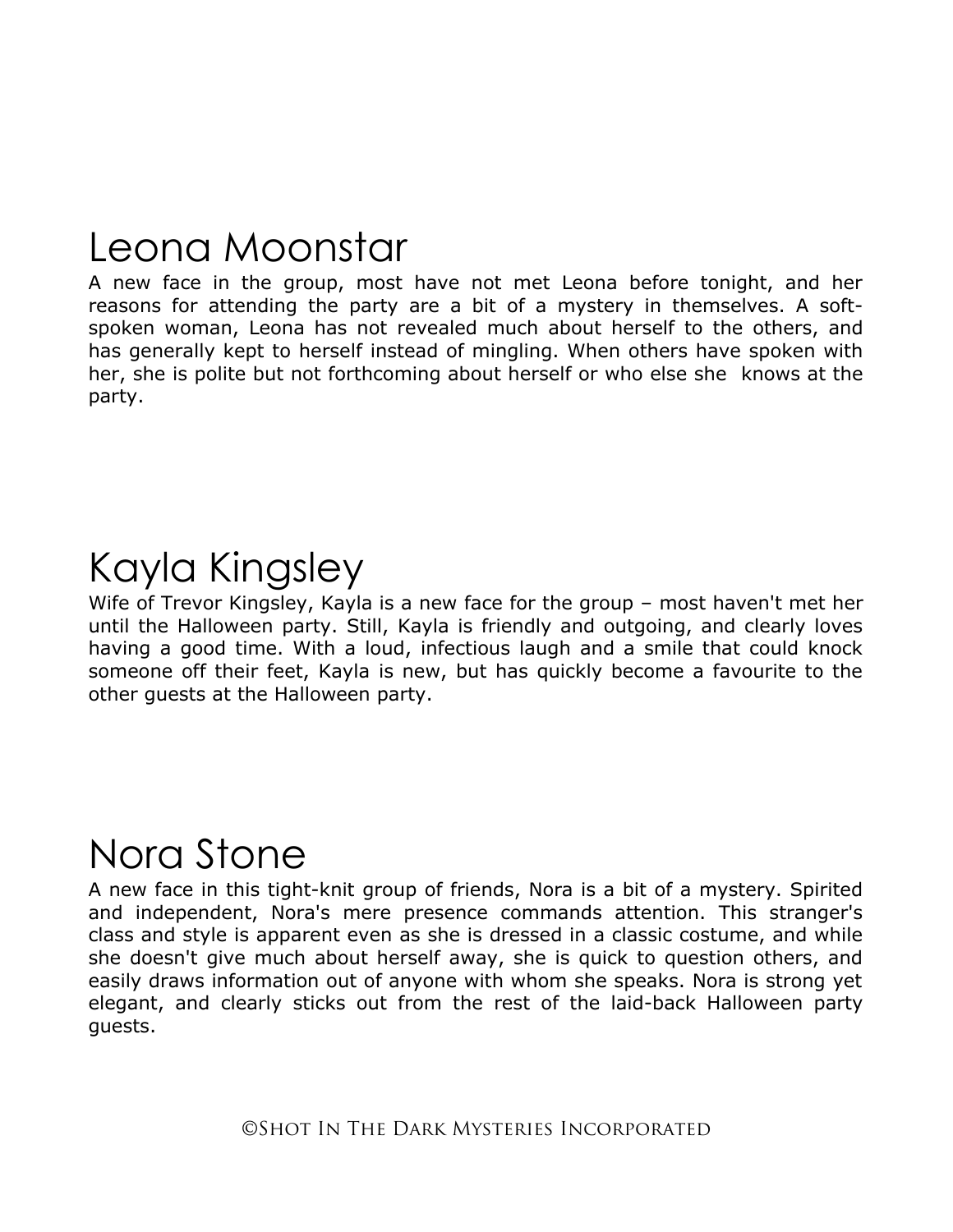## Leona Moonstar

A new face in the group, most have not met Leona before tonight, and her reasons for attending the party are a bit of a mystery in themselves. A soft-spoken woman, Leona has not revealed much about herself to the others, and has generally kept to herself instead of mingling. When others have spoken with her, she is polite but not forthcoming about herself or who else she knows at the party.

## Kayla Kingsley

Wife of Trevor Kingsley, Kayla is a new face for the group – most haven't met her until the Halloween party. Still, Kayla is friendly and outgoing, and clearly loves having a good time. With a loud, infectious laugh and a smile that could knock someone off their feet, Kayla is new, but has quickly become a favourite to the other guests at the Halloween party.

## Nora Stone

A new face in this tight-knit group of friends, Nora is a bit of a mystery. Spirited and independent, Nora's mere presence commands attention. This stranger's class and style is apparent even as she is dressed in a classic costume, and while she doesn't give much about herself away, she is quick to question others, and easily draws information out of anyone with whom she speaks. Nora is strong yet elegant, and clearly sticks out from the rest of the laid-back Halloween party guests.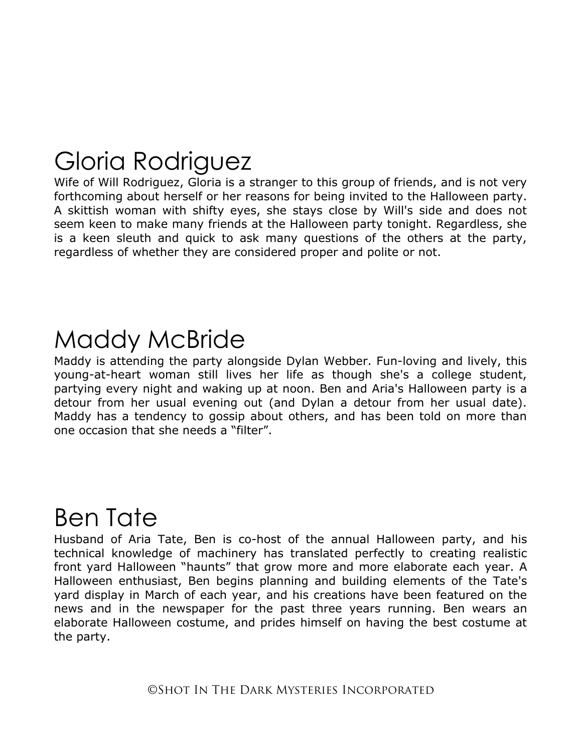## Gloria Rodriguez

Wife of Will Rodriguez, Gloria is a stranger to this group of friends, and is not very forthcoming about herself or her reasons for being invited to the Halloween party. A skittish woman with shifty eyes, she stays close by Will's side and does not seem keen to make many friends at the Halloween party tonight. Regardless, she is a keen sleuth and quick to ask many questions of the others at the party, regardless of whether they are considered proper and polite or not.

## Maddy McBride

Maddy is attending the party alongside Dylan Webber. Fun-loving and lively, this young-at-heart woman still lives her life as though she's a college student, partying every night and waking up at noon. Ben and Aria's Halloween party is a detour from her usual evening out (and Dylan a detour from her usual date). Maddy has a tendency to gossip about others, and has been told on more than one occasion that she needs a "filter".

## Ben Tate

Husband of Aria Tate, Ben is co-host of the annual Halloween party, and his technical knowledge of machinery has translated perfectly to creating realistic front yard Halloween "haunts" that grow more and more elaborate each year. A Halloween enthusiast, Ben begins planning and building elements of the Tate's yard display in March of each year, and his creations have been featured on the news and in the newspaper for the past three years running. Ben wears an elaborate Halloween costume, and prides himself on having the best costume at the party.

©Shot In The Dark Mysteries Incorporated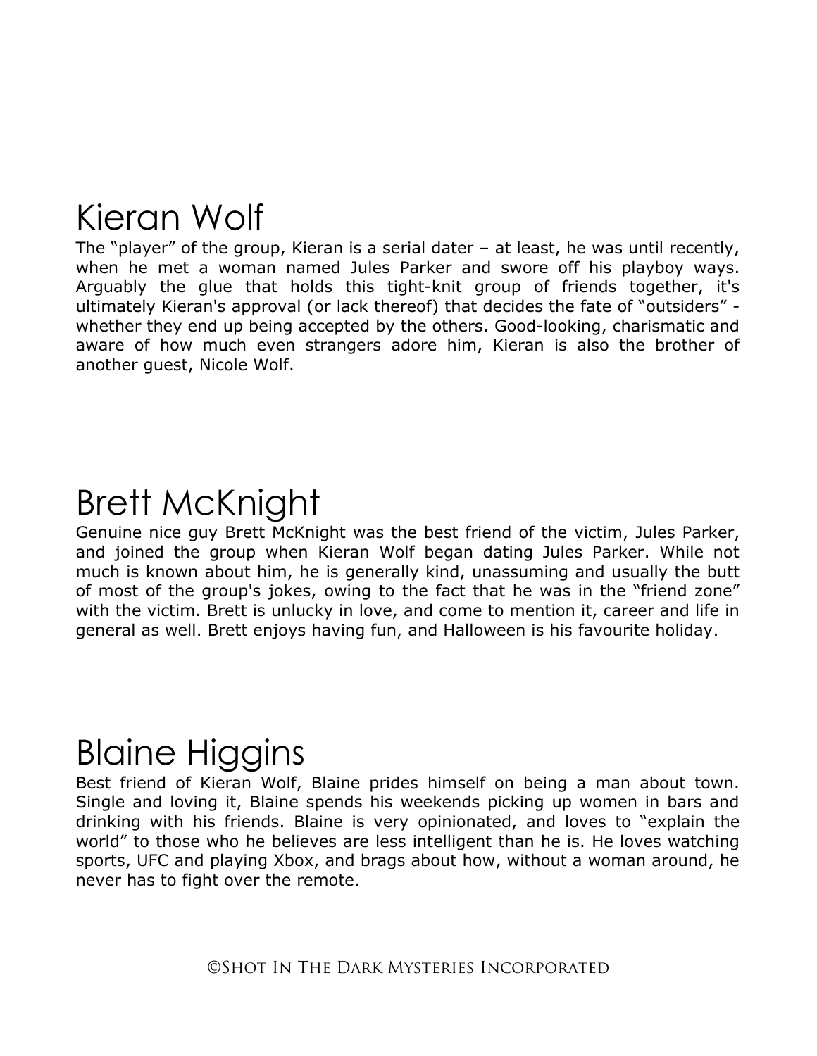## Kieran Wolf

The "player" of the group, Kieran is a serial dater – at least, he was until recently, when he met a woman named Jules Parker and swore off his playboy ways. Arguably the glue that holds this tight-knit group of friends together, it's ultimately Kieran's approval (or lack thereof) that decides the fate of "outsiders" - whether they end up being accepted by the others. Good-looking, charismatic and aware of how much even strangers adore him, Kieran is also the brother of another guest, Nicole Wolf.

## Brett McKnight

Genuine nice guy Brett McKnight was the best friend of the victim, Jules Parker, and joined the group when Kieran Wolf began dating Jules Parker. While not much is known about him, he is generally kind, unassuming and usually the butt of most of the group's jokes, owing to the fact that he was in the "friend zone" with the victim. Brett is unlucky in love, and come to mention it, career and life in general as well. Brett enjoys having fun, and Halloween is his favourite holiday.

## Blaine Higgins

Best friend of Kieran Wolf, Blaine prides himself on being a man about town. Single and loving it, Blaine spends his weekends picking up women in bars and drinking with his friends. Blaine is very opinionated, and loves to "explain the world" to those who he believes are less intelligent than he is. He loves watching sports, UFC and playing Xbox, and brags about how, without a woman around, he never has to fight over the remote.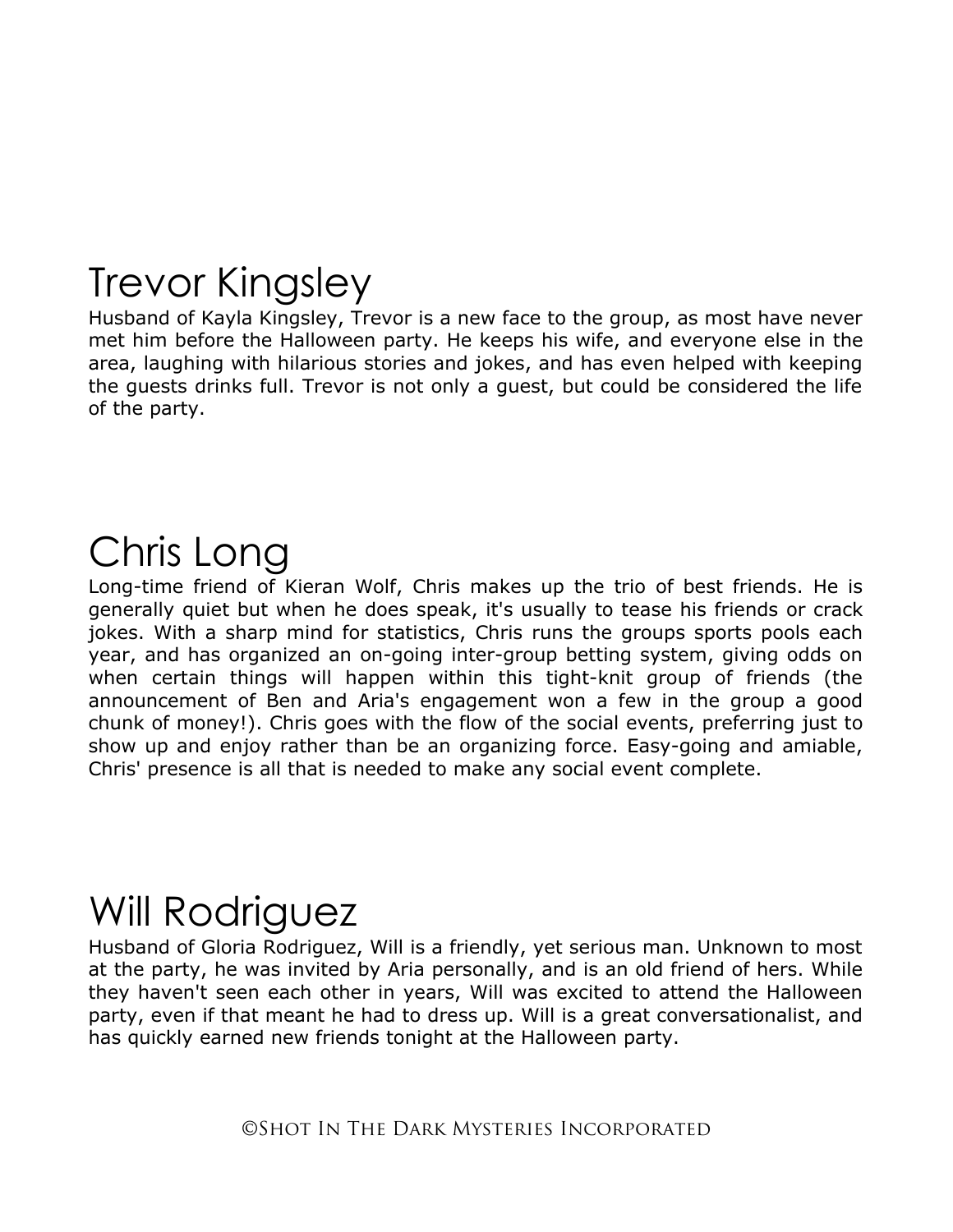# Trevor Kingsley

Husband of Kayla Kingsley, Trevor is a new face to the group, as most have never met him before the Halloween party. He keeps his wife, and everyone else in the area, laughing with hilarious stories and jokes, and has even helped with keeping the guests drinks full. Trevor is not only a guest, but could be considered the life of the party.

# Chris Long

Long-time friend of Kieran Wolf, Chris makes up the trio of best friends. He is generally quiet but when he does speak, it's usually to tease his friends or crack jokes. With a sharp mind for statistics, Chris runs the groups sports pools each year, and has organized an on-going inter-group betting system, giving odds on when certain things will happen within this tight-knit group of friends (the announcement of Ben and Aria's engagement won a few in the group a good chunk of money!). Chris goes with the flow of the social events, preferring just to show up and enjoy rather than be an organizing force. Easy-going and amiable, Chris' presence is all that is needed to make any social event complete.

# Will Rodriguez

Husband of Gloria Rodriguez, Will is a friendly, yet serious man. Unknown to most at the party, he was invited by Aria personally, and is an old friend of hers. While they haven't seen each other in years, Will was excited to attend the Halloween party, even if that meant he had to dress up. Will is a great conversationalist, and has quickly earned new friends tonight at the Halloween party.